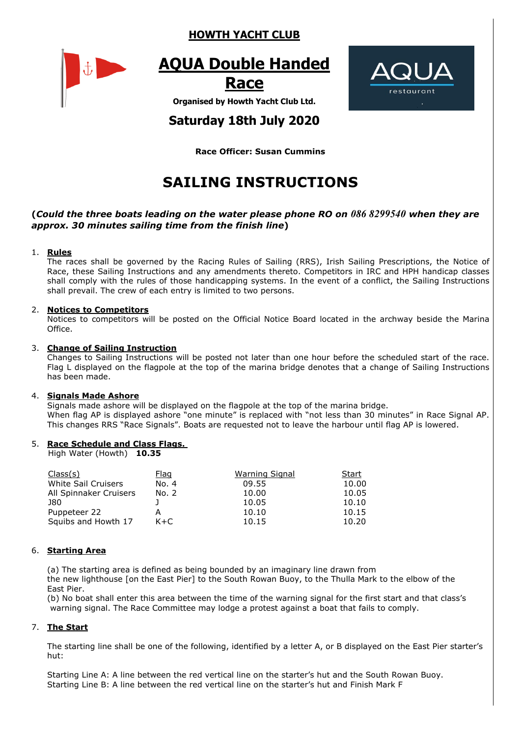## HOWTH YACHT CLUB

# AQUA Double Handed Race

**Organised by Howth Yacht Club Ltd.**

## Saturday 18th July 2020

**Race Officer: Susan Cummins**

# SAILING INSTRUCTIONS

**(*Could the three boats leading on the water please phone RO on 086 8299540 when they are approx. 30 minutes sailing time from the finish line*)**

1. **Rules**
   The races shall be governed by the Racing Rules of Sailing (RRS), Irish Sailing Prescriptions, the Notice of Race, these Sailing Instructions and any amendments thereto. Competitors in IRC and HPH handicap classes shall comply with the rules of those handicapping systems. In the event of a conflict, the Sailing Instructions shall prevail. The crew of each entry is limited to two persons.

2. **Notices to Competitors**
   Notices to competitors will be posted on the Official Notice Board located in the archway beside the Marina Office.

3. **Change of Sailing Instruction**
   Changes to Sailing Instructions will be posted not later than one hour before the scheduled start of the race. Flag L displayed on the flagpole at the top of the marina bridge denotes that a change of Sailing Instructions has been made.

4. **Signals Made Ashore**
   Signals made ashore will be displayed on the flagpole at the top of the marina bridge.
   When flag AP is displayed ashore "one minute" is replaced with "not less than 30 minutes" in Race Signal AP. This changes RRS "Race Signals". Boats are requested not to leave the harbour until flag AP is lowered.

5. **Race Schedule and Class Flags.**
   High Water (Howth) **10.35**

| Class(s) | Flag | Warning Signal | Start |
|---|---|---|---|
| White Sail Cruisers | No. 4 | 09.55 | 10.00 |
| All Spinnaker Cruisers | No. 2 | 10.00 | 10.05 |
| J80 | J | 10.05 | 10.10 |
| Puppeteer 22 | A | 10.10 | 10.15 |
| Squibs and Howth 17 | K+C | 10.15 | 10.20 |

6. **Starting Area**

   (a) The starting area is defined as being bounded by an imaginary line drawn from the new lighthouse [on the East Pier] to the South Rowan Buoy, to the Thulla Mark to the elbow of the East Pier.
   (b) No boat shall enter this area between the time of the warning signal for the first start and that class's warning signal. The Race Committee may lodge a protest against a boat that fails to comply.

7. **The Start**

   The starting line shall be one of the following, identified by a letter A, or B displayed on the East Pier starter's hut:

   Starting Line A: A line between the red vertical line on the starter's hut and the South Rowan Buoy.
   Starting Line B: A line between the red vertical line on the starter's hut and Finish Mark F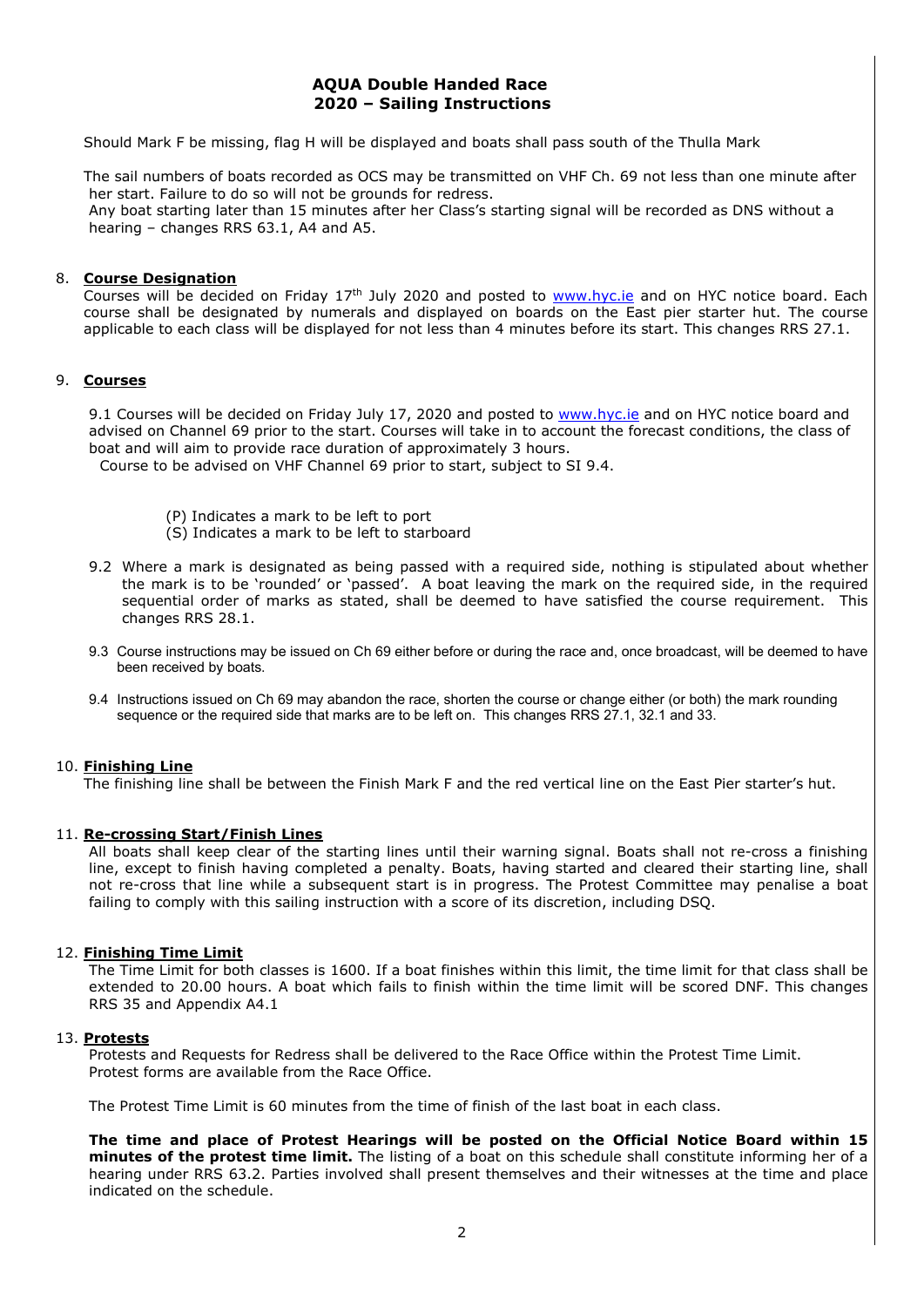## AQUA Double Handed Race
## 2020 – Sailing Instructions

Should Mark F be missing, flag H will be displayed and boats shall pass south of the Thulla Mark

The sail numbers of boats recorded as OCS may be transmitted on VHF Ch. 69 not less than one minute after her start. Failure to do so will not be grounds for redress.
Any boat starting later than 15 minutes after her Class's starting signal will be recorded as DNS without a hearing – changes RRS 63.1, A4 and A5.

### 8. **Course Designation**

Courses will be decided on Friday 17th July 2020 and posted to www.hyc.ie and on HYC notice board. Each course shall be designated by numerals and displayed on boards on the East pier starter hut. The course applicable to each class will be displayed for not less than 4 minutes before its start. This changes RRS 27.1.

### 9. **Courses**

9.1 Courses will be decided on Friday July 17, 2020 and posted to www.hyc.ie and on HYC notice board and advised on Channel 69 prior to the start. Courses will take in to account the forecast conditions, the class of boat and will aim to provide race duration of approximately 3 hours.
Course to be advised on VHF Channel 69 prior to start, subject to SI 9.4.

(P) Indicates a mark to be left to port
(S) Indicates a mark to be left to starboard

9.2 Where a mark is designated as being passed with a required side, nothing is stipulated about whether the mark is to be 'rounded' or 'passed'. A boat leaving the mark on the required side, in the required sequential order of marks as stated, shall be deemed to have satisfied the course requirement. This changes RRS 28.1.

9.3 Course instructions may be issued on Ch 69 either before or during the race and, once broadcast, will be deemed to have been received by boats.

9.4 Instructions issued on Ch 69 may abandon the race, shorten the course or change either (or both) the mark rounding sequence or the required side that marks are to be left on. This changes RRS 27.1, 32.1 and 33.

### 10. **Finishing Line**

The finishing line shall be between the Finish Mark F and the red vertical line on the East Pier starter's hut.

### 11. **Re-crossing Start/Finish Lines**

All boats shall keep clear of the starting lines until their warning signal. Boats shall not re-cross a finishing line, except to finish having completed a penalty. Boats, having started and cleared their starting line, shall not re-cross that line while a subsequent start is in progress. The Protest Committee may penalise a boat failing to comply with this sailing instruction with a score of its discretion, including DSQ.

### 12. **Finishing Time Limit**

The Time Limit for both classes is 1600. If a boat finishes within this limit, the time limit for that class shall be extended to 20.00 hours. A boat which fails to finish within the time limit will be scored DNF. This changes RRS 35 and Appendix A4.1

### 13. **Protests**

Protests and Requests for Redress shall be delivered to the Race Office within the Protest Time Limit.
Protest forms are available from the Race Office.

The Protest Time Limit is 60 minutes from the time of finish of the last boat in each class.

**The time and place of Protest Hearings will be posted on the Official Notice Board within 15 minutes of the protest time limit.** The listing of a boat on this schedule shall constitute informing her of a hearing under RRS 63.2. Parties involved shall present themselves and their witnesses at the time and place indicated on the schedule.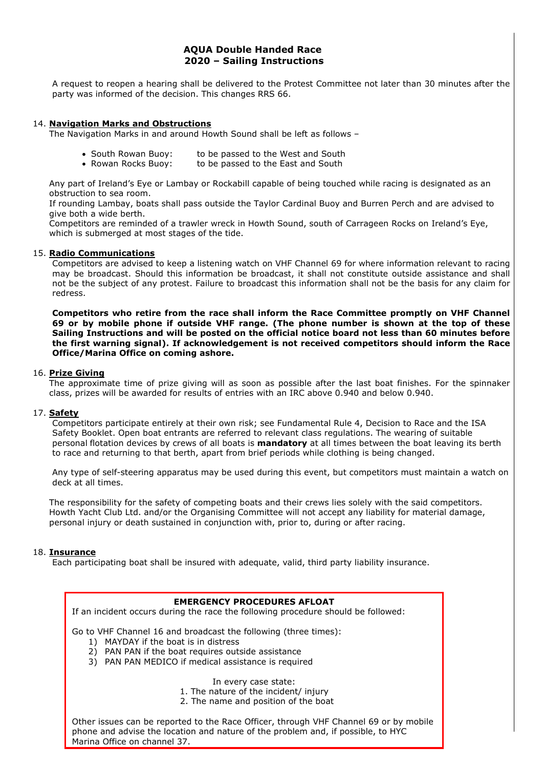A request to reopen a hearing shall be delivered to the Protest Committee not later than 30 minutes after the party was informed of the decision. This changes RRS 66.

### 14. Navigation Marks and Obstructions

The Navigation Marks in and around Howth Sound shall be left as follows –

- South Rowan Buoy: to be passed to the West and South
- Rowan Rocks Buoy: to be passed to the East and South

Any part of Ireland's Eye or Lambay or Rockabill capable of being touched while racing is designated as an obstruction to sea room.
If rounding Lambay, boats shall pass outside the Taylor Cardinal Buoy and Burren Perch and are advised to give both a wide berth.
Competitors are reminded of a trawler wreck in Howth Sound, south of Carrageen Rocks on Ireland's Eye, which is submerged at most stages of the tide.

### 15. Radio Communications

Competitors are advised to keep a listening watch on VHF Channel 69 for where information relevant to racing may be broadcast. Should this information be broadcast, it shall not constitute outside assistance and shall not be the subject of any protest. Failure to broadcast this information shall not be the basis for any claim for redress.

**Competitors who retire from the race shall inform the Race Committee promptly on VHF Channel 69 or by mobile phone if outside VHF range. (The phone number is shown at the top of these Sailing Instructions and will be posted on the official notice board not less than 60 minutes before the first warning signal). If acknowledgement is not received competitors should inform the Race Office/Marina Office on coming ashore.**

### 16. Prize Giving

The approximate time of prize giving will as soon as possible after the last boat finishes. For the spinnaker class, prizes will be awarded for results of entries with an IRC above 0.940 and below 0.940.

### 17. Safety

Competitors participate entirely at their own risk; see Fundamental Rule 4, Decision to Race and the ISA Safety Booklet. Open boat entrants are referred to relevant class regulations. The wearing of suitable personal flotation devices by crews of all boats is **mandatory** at all times between the boat leaving its berth to race and returning to that berth, apart from brief periods while clothing is being changed.

Any type of self-steering apparatus may be used during this event, but competitors must maintain a watch on deck at all times.

The responsibility for the safety of competing boats and their crews lies solely with the said competitors. Howth Yacht Club Ltd. and/or the Organising Committee will not accept any liability for material damage, personal injury or death sustained in conjunction with, prior to, during or after racing.

### 18. Insurance

Each participating boat shall be insured with adequate, valid, third party liability insurance.

**EMERGENCY PROCEDURES AFLOAT**

If an incident occurs during the race the following procedure should be followed:

Go to VHF Channel 16 and broadcast the following (three times):

1) MAYDAY if the boat is in distress
2) PAN PAN if the boat requires outside assistance
3) PAN PAN MEDICO if medical assistance is required

In every case state:

1. The nature of the incident/ injury
2. The name and position of the boat

Other issues can be reported to the Race Officer, through VHF Channel 69 or by mobile phone and advise the location and nature of the problem and, if possible, to HYC Marina Office on channel 37.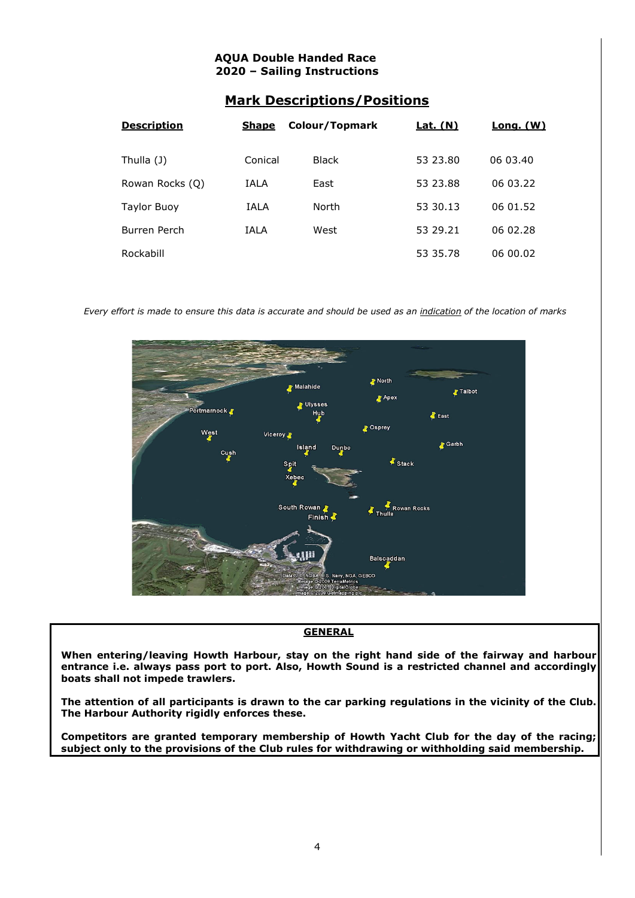**AQUA Double Handed Race**
**2020 – Sailing Instructions**

## Mark Descriptions/Positions

| Description | Shape | Colour/Topmark | Lat. (N) | Long. (W) |
|---|---|---|---|---|
| Thulla (J) | Conical | Black | 53 23.80 | 06 03.40 |
| Rowan Rocks (Q) | IALA | East | 53 23.88 | 06 03.22 |
| Taylor Buoy | IALA | North | 53 30.13 | 06 01.52 |
| Burren Perch | IALA | West | 53 29.21 | 06 02.28 |
| Rockabill | | | 53 35.78 | 06 00.02 |

*Every effort is made to ensure this data is accurate and should be used as an indication of the location of marks*

North
Malahide
Talbot
Apex
Ulysses
Portmarnock
Hub
East
Osprey
West
Viceroy
Garbh
Island
Dunbo
Cush
Spit
Stack
Xebec
South Rowan
Rowan Rocks
Finish
Thulla
Balscaddan
Data SIO, NOAA, U.S. Navy, NGA, GEBCO
Image © 2009 TerraMetrics
Image © 2009 DigitalGlobe
Image © 2009 Getmapping plc

### GENERAL

**When entering/leaving Howth Harbour, stay on the right hand side of the fairway and harbour entrance i.e. always pass port to port. Also, Howth Sound is a restricted channel and accordingly boats shall not impede trawlers.**

**The attention of all participants is drawn to the car parking regulations in the vicinity of the Club. The Harbour Authority rigidly enforces these.**

**Competitors are granted temporary membership of Howth Yacht Club for the day of the racing; subject only to the provisions of the Club rules for withdrawing or withholding said membership.**